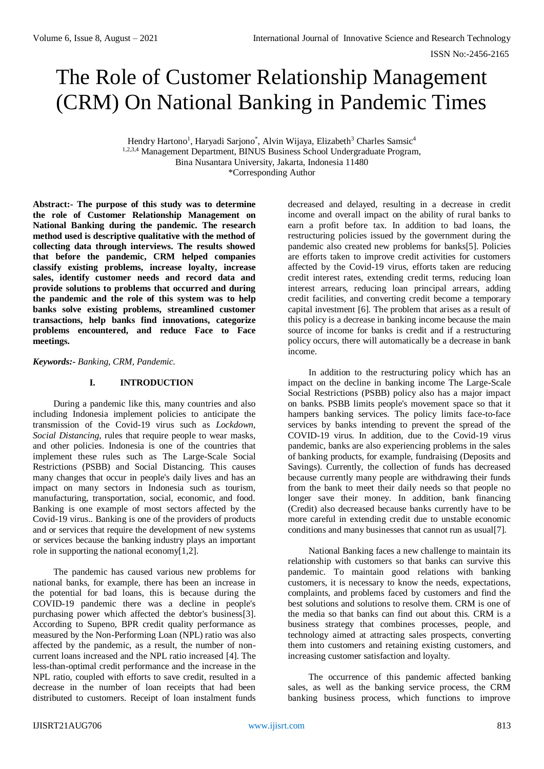# The Role of Customer Relationship Management (CRM) On National Banking in Pandemic Times

Hendry Hartono[1], Haryadi Sarjono[*], Alvin Wijaya, Elizabeth[3] Charles Samsic[4]
[1,2,3,4] Management Department, BINUS Business School Undergraduate Program,
Bina Nusantara University, Jakarta, Indonesia 11480
*Corresponding Author

**Abstract:- The purpose of this study was to determine the role of Customer Relationship Management on National Banking during the pandemic. The research method used is descriptive qualitative with the method of collecting data through interviews. The results showed that before the pandemic, CRM helped companies classify existing problems, increase loyalty, increase sales, identify customer needs and record data and provide solutions to problems that occurred and during the pandemic and the role of this system was to help banks solve existing problems, streamlined customer transactions, help banks find innovations, categorize problems encountered, and reduce Face to Face meetings.**

***Keywords:-** Banking, CRM, Pandemic.*

## I. INTRODUCTION

During a pandemic like this, many countries and also including Indonesia implement policies to anticipate the transmission of the Covid-19 virus such as *Lockdown*, *Social Distancing*, rules that require people to wear masks, and other policies. Indonesia is one of the countries that implement these rules such as The Large-Scale Social Restrictions (PSBB) and Social Distancing. This causes many changes that occur in people's daily lives and has an impact on many sectors in Indonesia such as tourism, manufacturing, transportation, social, economic, and food. Banking is one example of most sectors affected by the Covid-19 virus.. Banking is one of the providers of products and or services that require the development of new systems or services because the banking industry plays an important role in supporting the national economy[1,2].

The pandemic has caused various new problems for national banks, for example, there has been an increase in the potential for bad loans, this is because during the COVID-19 pandemic there was a decline in people's purchasing power which affected the debtor's business[3]. According to Supeno, BPR credit quality performance as measured by the Non-Performing Loan (NPL) ratio was also affected by the pandemic, as a result, the number of non-current loans increased and the NPL ratio increased [4]. The less-than-optimal credit performance and the increase in the NPL ratio, coupled with efforts to save credit, resulted in a decrease in the number of loan receipts that had been distributed to customers. Receipt of loan instalment funds decreased and delayed, resulting in a decrease in credit income and overall impact on the ability of rural banks to earn a profit before tax. In addition to bad loans, the restructuring policies issued by the government during the pandemic also created new problems for banks[5]. Policies are efforts taken to improve credit activities for customers affected by the Covid-19 virus, efforts taken are reducing credit interest rates, extending credit terms, reducing loan interest arrears, reducing loan principal arrears, adding credit facilities, and converting credit become a temporary capital investment [6]. The problem that arises as a result of this policy is a decrease in banking income because the main source of income for banks is credit and if a restructuring policy occurs, there will automatically be a decrease in bank income.

In addition to the restructuring policy which has an impact on the decline in banking income The Large-Scale Social Restrictions (PSBB) policy also has a major impact on banks. PSBB limits people's movement space so that it hampers banking services. The policy limits face-to-face services by banks intending to prevent the spread of the COVID-19 virus. In addition, due to the Covid-19 virus pandemic, banks are also experiencing problems in the sales of banking products, for example, fundraising (Deposits and Savings). Currently, the collection of funds has decreased because currently many people are withdrawing their funds from the bank to meet their daily needs so that people no longer save their money. In addition, bank financing (Credit) also decreased because banks currently have to be more careful in extending credit due to unstable economic conditions and many businesses that cannot run as usual[7].

National Banking faces a new challenge to maintain its relationship with customers so that banks can survive this pandemic. To maintain good relations with banking customers, it is necessary to know the needs, expectations, complaints, and problems faced by customers and find the best solutions and solutions to resolve them. CRM is one of the media so that banks can find out about this. CRM is a business strategy that combines processes, people, and technology aimed at attracting sales prospects, converting them into customers and retaining existing customers, and increasing customer satisfaction and loyalty.

The occurrence of this pandemic affected banking sales, as well as the banking service process, the CRM banking business process, which functions to improve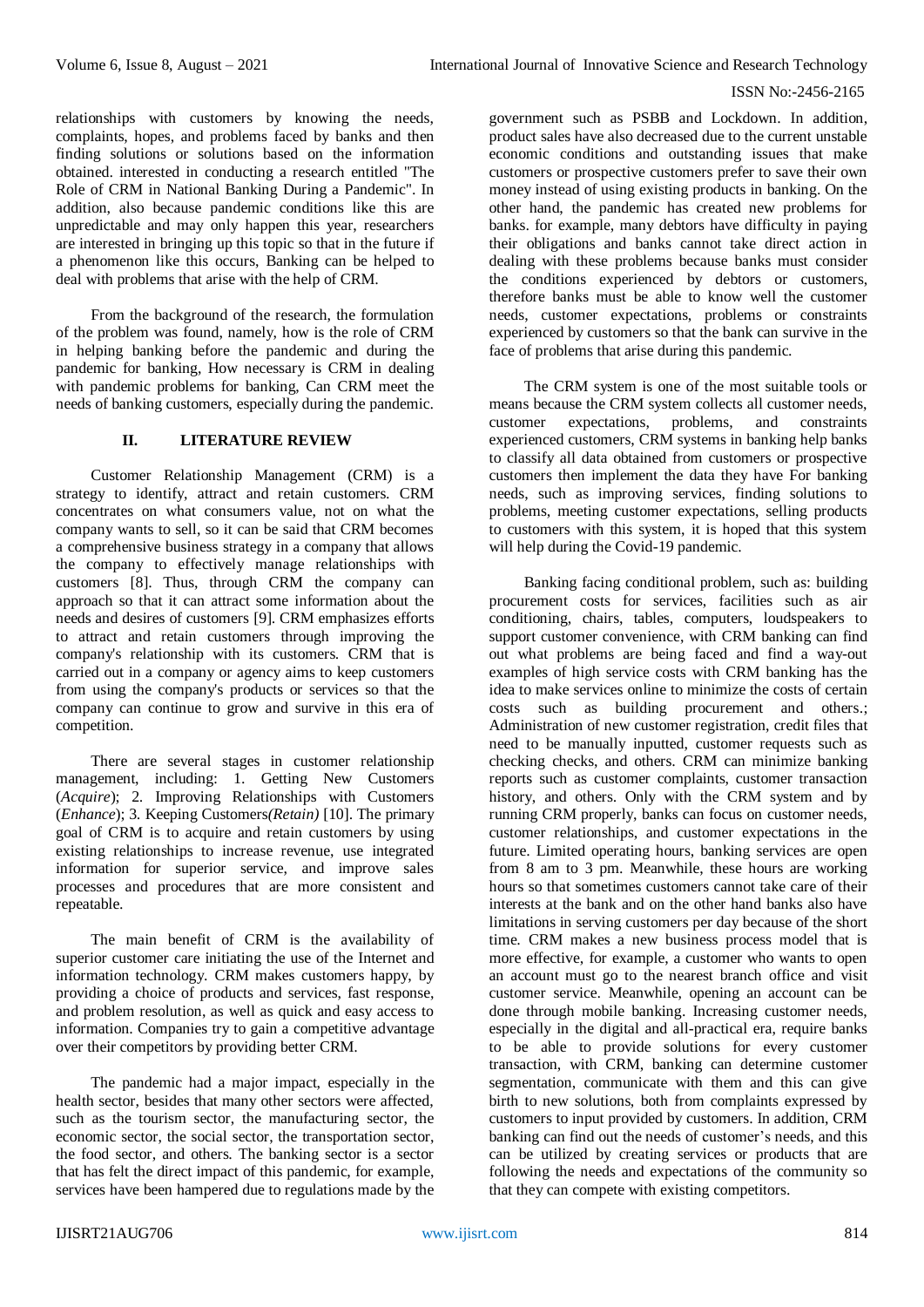relationships with customers by knowing the needs, complaints, hopes, and problems faced by banks and then finding solutions or solutions based on the information obtained. interested in conducting a research entitled "The Role of CRM in National Banking During a Pandemic". In addition, also because pandemic conditions like this are unpredictable and may only happen this year, researchers are interested in bringing up this topic so that in the future if a phenomenon like this occurs, Banking can be helped to deal with problems that arise with the help of CRM.

From the background of the research, the formulation of the problem was found, namely, how is the role of CRM in helping banking before the pandemic and during the pandemic for banking, How necessary is CRM in dealing with pandemic problems for banking, Can CRM meet the needs of banking customers, especially during the pandemic.

## II. LITERATURE REVIEW

Customer Relationship Management (CRM) is a strategy to identify, attract and retain customers. CRM concentrates on what consumers value, not on what the company wants to sell, so it can be said that CRM becomes a comprehensive business strategy in a company that allows the company to effectively manage relationships with customers [8]. Thus, through CRM the company can approach so that it can attract some information about the needs and desires of customers [9]. CRM emphasizes efforts to attract and retain customers through improving the company's relationship with its customers. CRM that is carried out in a company or agency aims to keep customers from using the company's products or services so that the company can continue to grow and survive in this era of competition.

There are several stages in customer relationship management, including: 1. Getting New Customers (*Acquire*); 2. Improving Relationships with Customers (*Enhance*); 3. Keeping Customers *(Retain)* [10]. The primary goal of CRM is to acquire and retain customers by using existing relationships to increase revenue, use integrated information for superior service, and improve sales processes and procedures that are more consistent and repeatable.

The main benefit of CRM is the availability of superior customer care initiating the use of the Internet and information technology. CRM makes customers happy, by providing a choice of products and services, fast response, and problem resolution, as well as quick and easy access to information. Companies try to gain a competitive advantage over their competitors by providing better CRM.

The pandemic had a major impact, especially in the health sector, besides that many other sectors were affected, such as the tourism sector, the manufacturing sector, the economic sector, the social sector, the transportation sector, the food sector, and others. The banking sector is a sector that has felt the direct impact of this pandemic, for example, services have been hampered due to regulations made by the government such as PSBB and Lockdown. In addition, product sales have also decreased due to the current unstable economic conditions and outstanding issues that make customers or prospective customers prefer to save their own money instead of using existing products in banking. On the other hand, the pandemic has created new problems for banks. for example, many debtors have difficulty in paying their obligations and banks cannot take direct action in dealing with these problems because banks must consider the conditions experienced by debtors or customers, therefore banks must be able to know well the customer needs, customer expectations, problems or constraints experienced by customers so that the bank can survive in the face of problems that arise during this pandemic.

The CRM system is one of the most suitable tools or means because the CRM system collects all customer needs, customer expectations, problems, and constraints experienced customers, CRM systems in banking help banks to classify all data obtained from customers or prospective customers then implement the data they have For banking needs, such as improving services, finding solutions to problems, meeting customer expectations, selling products to customers with this system, it is hoped that this system will help during the Covid-19 pandemic.

Banking facing conditional problem, such as: building procurement costs for services, facilities such as air conditioning, chairs, tables, computers, loudspeakers to support customer convenience, with CRM banking can find out what problems are being faced and find a way-out examples of high service costs with CRM banking has the idea to make services online to minimize the costs of certain costs such as building procurement and others.; Administration of new customer registration, credit files that need to be manually inputted, customer requests such as checking checks, and others. CRM can minimize banking reports such as customer complaints, customer transaction history, and others. Only with the CRM system and by running CRM properly, banks can focus on customer needs, customer relationships, and customer expectations in the future. Limited operating hours, banking services are open from 8 am to 3 pm. Meanwhile, these hours are working hours so that sometimes customers cannot take care of their interests at the bank and on the other hand banks also have limitations in serving customers per day because of the short time. CRM makes a new business process model that is more effective, for example, a customer who wants to open an account must go to the nearest branch office and visit customer service. Meanwhile, opening an account can be done through mobile banking. Increasing customer needs, especially in the digital and all-practical era, require banks to be able to provide solutions for every customer transaction, with CRM, banking can determine customer segmentation, communicate with them and this can give birth to new solutions, both from complaints expressed by customers to input provided by customers. In addition, CRM banking can find out the needs of customer's needs, and this can be utilized by creating services or products that are following the needs and expectations of the community so that they can compete with existing competitors.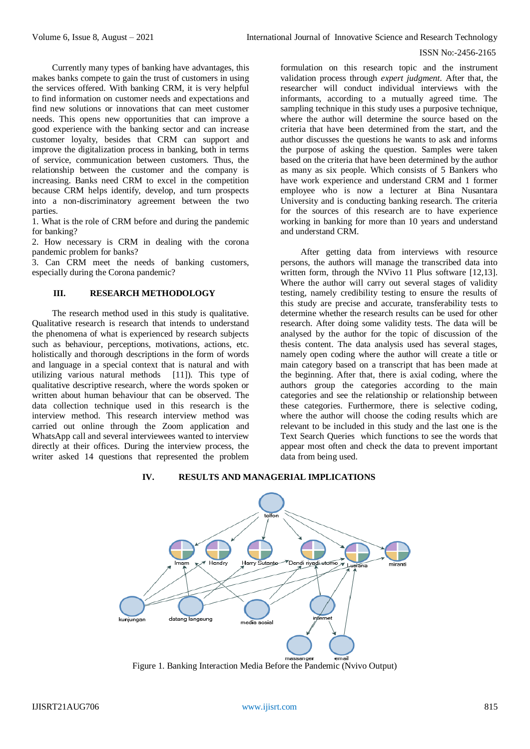Currently many types of banking have advantages, this makes banks compete to gain the trust of customers in using the services offered. With banking CRM, it is very helpful to find information on customer needs and expectations and find new solutions or innovations that can meet customer needs. This opens new opportunities that can improve a good experience with the banking sector and can increase customer loyalty, besides that CRM can support and improve the digitalization process in banking, both in terms of service, communication between customers. Thus, the relationship between the customer and the company is increasing. Banks need CRM to excel in the competition because CRM helps identify, develop, and turn prospects into a non-discriminatory agreement between the two parties.

1. What is the role of CRM before and during the pandemic for banking?
2. How necessary is CRM in dealing with the corona pandemic problem for banks?
3. Can CRM meet the needs of banking customers, especially during the Corona pandemic?

## III. RESEARCH METHODOLOGY

The research method used in this study is qualitative. Qualitative research is research that intends to understand the phenomena of what is experienced by research subjects such as behaviour, perceptions, motivations, actions, etc. holistically and thorough descriptions in the form of words and language in a special context that is natural and with utilizing various natural methods [11]). This type of qualitative descriptive research, where the words spoken or written about human behaviour that can be observed. The data collection technique used in this research is the interview method. This research interview method was carried out online through the Zoom application and WhatsApp call and several interviewees wanted to interview directly at their offices. During the interview process, the writer asked 14 questions that represented the problem formulation on this research topic and the instrument validation process through *expert judgment*. After that, the researcher will conduct individual interviews with the informants, according to a mutually agreed time. The sampling technique in this study uses a purposive technique, where the author will determine the source based on the criteria that have been determined from the start, and the author discusses the questions he wants to ask and informs the purpose of asking the question. Samples were taken based on the criteria that have been determined by the author as many as six people. Which consists of 5 Bankers who have work experience and understand CRM and 1 former employee who is now a lecturer at Bina Nusantara University and is conducting banking research. The criteria for the sources of this research are to have experience working in banking for more than 10 years and understand and understand CRM.

After getting data from interviews with resource persons, the authors will manage the transcribed data into written form, through the NVivo 11 Plus software [12,13]. Where the author will carry out several stages of validity testing, namely credibility testing to ensure the results of this study are precise and accurate, transferability tests to determine whether the research results can be used for other research. After doing some validity tests. The data will be analysed by the author for the topic of discussion of the thesis content. The data analysis used has several stages, namely open coding where the author will create a title or main category based on a transcript that has been made at the beginning. After that, there is axial coding, where the authors group the categories according to the main categories and see the relationship or relationship between these categories. Furthermore, there is selective coding, where the author will choose the coding results which are relevant to be included in this study and the last one is the Text Search Queries which functions to see the words that appear most often and check the data to prevent important data from being used.

## IV. RESULTS AND MANAGERIAL IMPLICATIONS

Figure 1. Banking Interaction Media Before the Pandemic (Nvivo Output)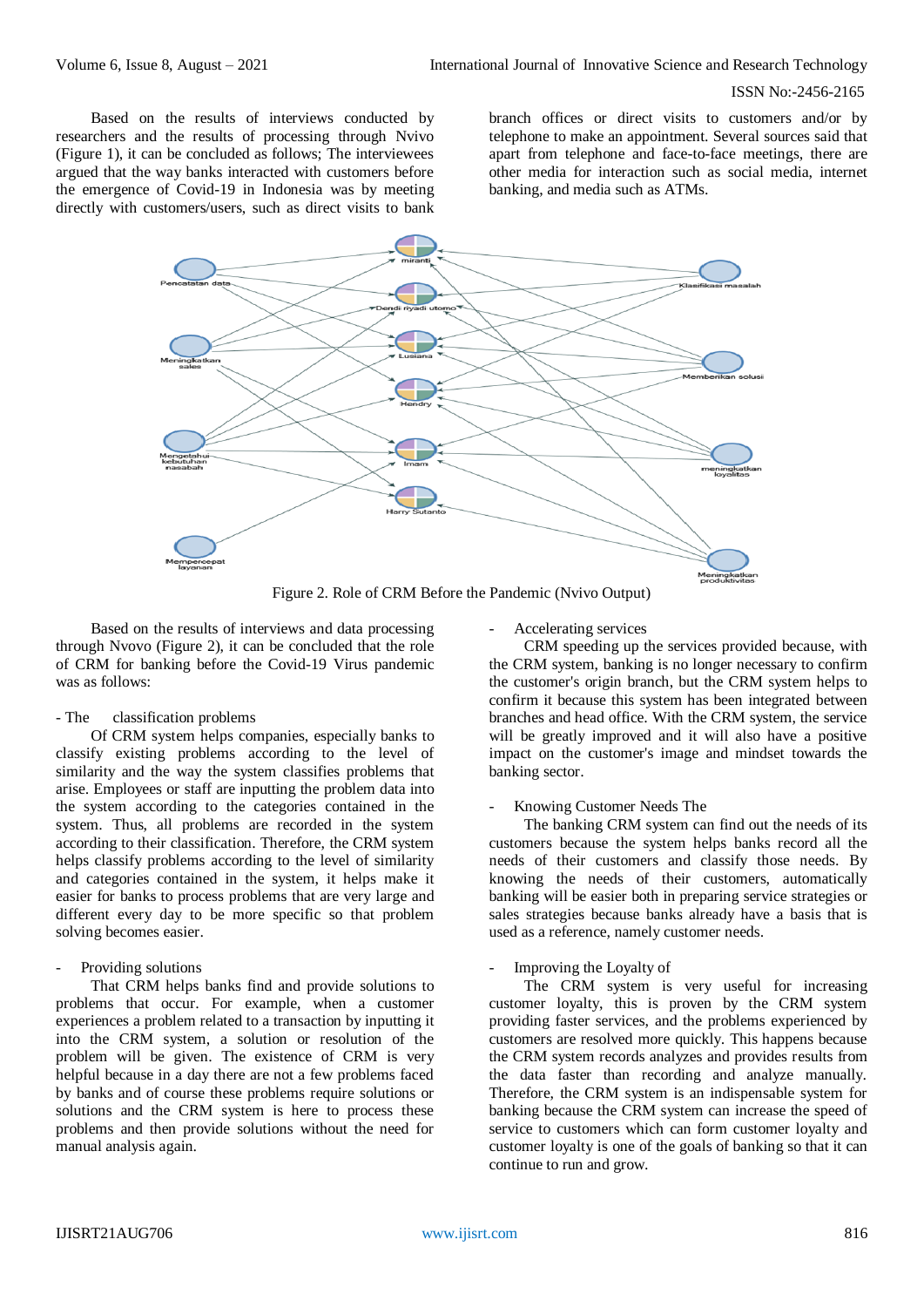Based on the results of interviews conducted by researchers and the results of processing through Nvivo (Figure 1), it can be concluded as follows; The interviewees argued that the way banks interacted with customers before the emergence of Covid-19 in Indonesia was by meeting directly with customers/users, such as direct visits to bank branch offices or direct visits to customers and/or by telephone to make an appointment. Several sources said that apart from telephone and face-to-face meetings, there are other media for interaction such as social media, internet banking, and media such as ATMs.

Figure 2. Role of CRM Before the Pandemic (Nvivo Output)

Based on the results of interviews and data processing through Nvovo (Figure 2), it can be concluded that the role of CRM for banking before the Covid-19 Virus pandemic was as follows:

- The classification problems

Of CRM system helps companies, especially banks to classify existing problems according to the level of similarity and the way the system classifies problems that arise. Employees or staff are inputting the problem data into the system according to the categories contained in the system. Thus, all problems are recorded in the system according to their classification. Therefore, the CRM system helps classify problems according to the level of similarity and categories contained in the system, it helps make it easier for banks to process problems that are very large and different every day to be more specific so that problem solving becomes easier.

- Providing solutions

That CRM helps banks find and provide solutions to problems that occur. For example, when a customer experiences a problem related to a transaction by inputting it into the CRM system, a solution or resolution of the problem will be given. The existence of CRM is very helpful because in a day there are not a few problems faced by banks and of course these problems require solutions or solutions and the CRM system is here to process these problems and then provide solutions without the need for manual analysis again.

- Accelerating services

CRM speeding up the services provided because, with the CRM system, banking is no longer necessary to confirm the customer's origin branch, but the CRM system helps to confirm it because this system has been integrated between branches and head office. With the CRM system, the service will be greatly improved and it will also have a positive impact on the customer's image and mindset towards the banking sector.

- Knowing Customer Needs The

The banking CRM system can find out the needs of its customers because the system helps banks record all the needs of their customers and classify those needs. By knowing the needs of their customers, automatically banking will be easier both in preparing service strategies or sales strategies because banks already have a basis that is used as a reference, namely customer needs.

- Improving the Loyalty of

The CRM system is very useful for increasing customer loyalty, this is proven by the CRM system providing faster services, and the problems experienced by customers are resolved more quickly. This happens because the CRM system records analyzes and provides results from the data faster than recording and analyze manually. Therefore, the CRM system is an indispensable system for banking because the CRM system can increase the speed of service to customers which can form customer loyalty and customer loyalty is one of the goals of banking so that it can continue to run and grow.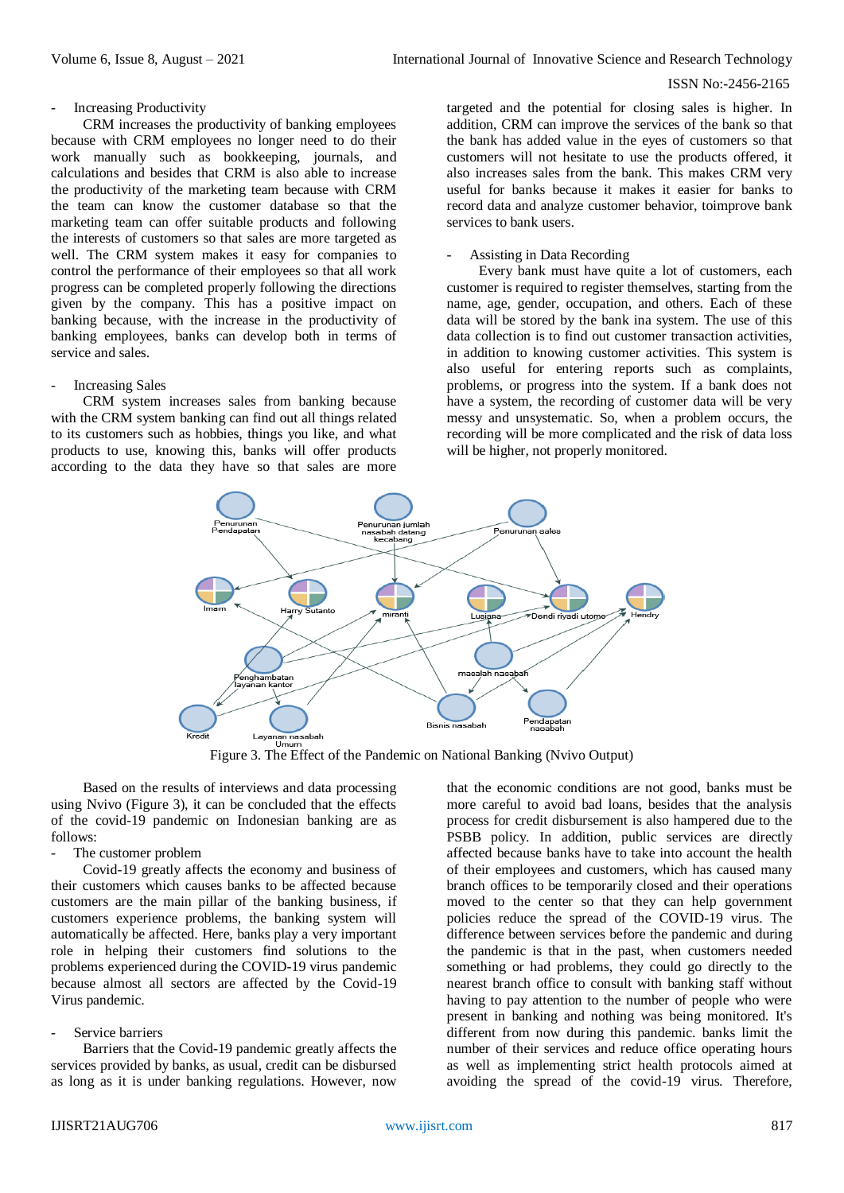- Increasing Productivity

CRM increases the productivity of banking employees because with CRM employees no longer need to do their work manually such as bookkeeping, journals, and calculations and besides that CRM is also able to increase the productivity of the marketing team because with CRM the team can know the customer database so that the marketing team can offer suitable products and following the interests of customers so that sales are more targeted as well. The CRM system makes it easy for companies to control the performance of their employees so that all work progress can be completed properly following the directions given by the company. This has a positive impact on banking because, with the increase in the productivity of banking employees, banks can develop both in terms of service and sales.

- Increasing Sales

CRM system increases sales from banking because with the CRM system banking can find out all things related to its customers such as hobbies, things you like, and what products to use, knowing this, banks will offer products according to the data they have so that sales are more targeted and the potential for closing sales is higher. In addition, CRM can improve the services of the bank so that the bank has added value in the eyes of customers so that customers will not hesitate to use the products offered, it also increases sales from the bank. This makes CRM very useful for banks because it makes it easier for banks to record data and analyze customer behavior, toimprove bank services to bank users.

- Assisting in Data Recording

Every bank must have quite a lot of customers, each customer is required to register themselves, starting from the name, age, gender, occupation, and others. Each of these data will be stored by the bank ina system. The use of this data collection is to find out customer transaction activities, in addition to knowing customer activities. This system is also useful for entering reports such as complaints, problems, or progress into the system. If a bank does not have a system, the recording of customer data will be very messy and unsystematic. So, when a problem occurs, the recording will be more complicated and the risk of data loss will be higher, not properly monitored.

Figure 3. The Effect of the Pandemic on National Banking (Nvivo Output)

Based on the results of interviews and data processing using Nvivo (Figure 3), it can be concluded that the effects of the covid-19 pandemic on Indonesian banking are as follows:

- The customer problem

Covid-19 greatly affects the economy and business of their customers which causes banks to be affected because customers are the main pillar of the banking business, if customers experience problems, the banking system will automatically be affected. Here, banks play a very important role in helping their customers find solutions to the problems experienced during the COVID-19 virus pandemic because almost all sectors are affected by the Covid-19 Virus pandemic.

- Service barriers

Barriers that the Covid-19 pandemic greatly affects the services provided by banks, as usual, credit can be disbursed as long as it is under banking regulations. However, now that the economic conditions are not good, banks must be more careful to avoid bad loans, besides that the analysis process for credit disbursement is also hampered due to the PSBB policy. In addition, public services are directly affected because banks have to take into account the health of their employees and customers, which has caused many branch offices to be temporarily closed and their operations moved to the center so that they can help government policies reduce the spread of the COVID-19 virus. The difference between services before the pandemic and during the pandemic is that in the past, when customers needed something or had problems, they could go directly to the nearest branch office to consult with banking staff without having to pay attention to the number of people who were present in banking and nothing was being monitored. It's different from now during this pandemic. banks limit the number of their services and reduce office operating hours as well as implementing strict health protocols aimed at avoiding the spread of the covid-19 virus. Therefore,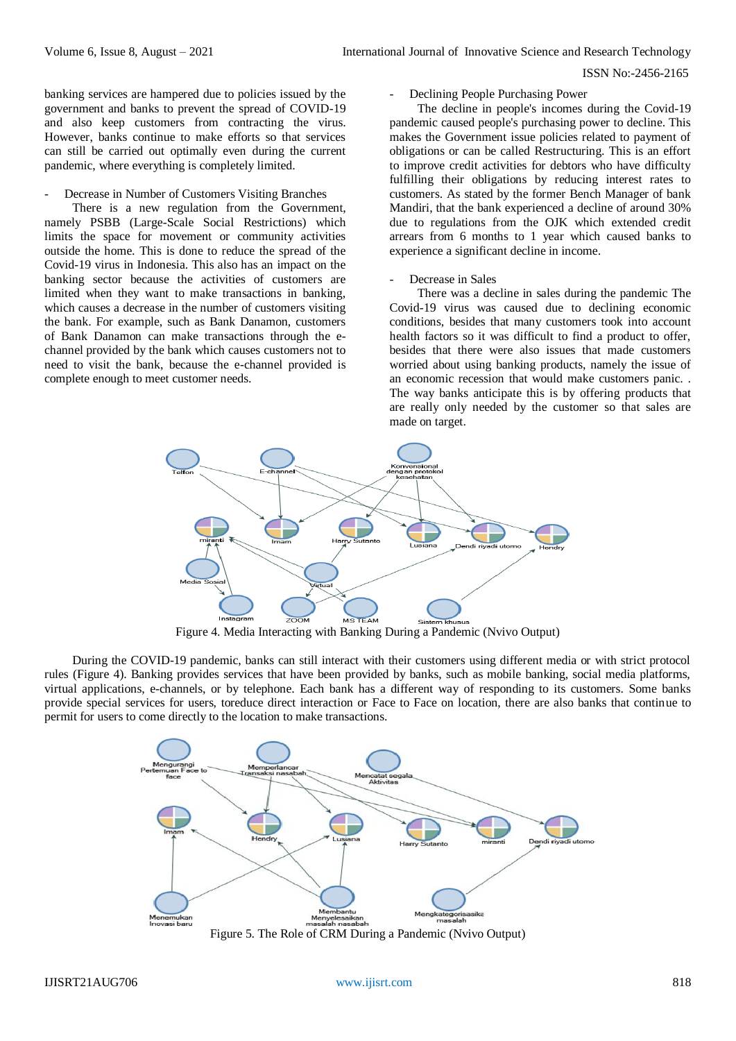banking services are hampered due to policies issued by the government and banks to prevent the spread of COVID-19 and also keep customers from contracting the virus. However, banks continue to make efforts so that services can still be carried out optimally even during the current pandemic, where everything is completely limited.

- Decrease in Number of Customers Visiting Branches

There is a new regulation from the Government, namely PSBB (Large-Scale Social Restrictions) which limits the space for movement or community activities outside the home. This is done to reduce the spread of the Covid-19 virus in Indonesia. This also has an impact on the banking sector because the activities of customers are limited when they want to make transactions in banking, which causes a decrease in the number of customers visiting the bank. For example, such as Bank Danamon, customers of Bank Danamon can make transactions through the e-channel provided by the bank which causes customers not to need to visit the bank, because the e-channel provided is complete enough to meet customer needs.

- Declining People Purchasing Power

The decline in people's incomes during the Covid-19 pandemic caused people's purchasing power to decline. This makes the Government issue policies related to payment of obligations or can be called Restructuring. This is an effort to improve credit activities for debtors who have difficulty fulfilling their obligations by reducing interest rates to customers. As stated by the former Bench Manager of bank Mandiri, that the bank experienced a decline of around 30% due to regulations from the OJK which extended credit arrears from 6 months to 1 year which caused banks to experience a significant decline in income.

- Decrease in Sales

There was a decline in sales during the pandemic The Covid-19 virus was caused due to declining economic conditions, besides that many customers took into account health factors so it was difficult to find a product to offer, besides that there were also issues that made customers worried about using banking products, namely the issue of an economic recession that would make customers panic. . The way banks anticipate this is by offering products that are really only needed by the customer so that sales are made on target.

Figure 4. Media Interacting with Banking During a Pandemic (Nvivo Output)

During the COVID-19 pandemic, banks can still interact with their customers using different media or with strict protocol rules (Figure 4). Banking provides services that have been provided by banks, such as mobile banking, social media platforms, virtual applications, e-channels, or by telephone. Each bank has a different way of responding to its customers. Some banks provide special services for users, toreduce direct interaction or Face to Face on location, there are also banks that continue to permit for users to come directly to the location to make transactions.

Figure 5. The Role of CRM During a Pandemic (Nvivo Output)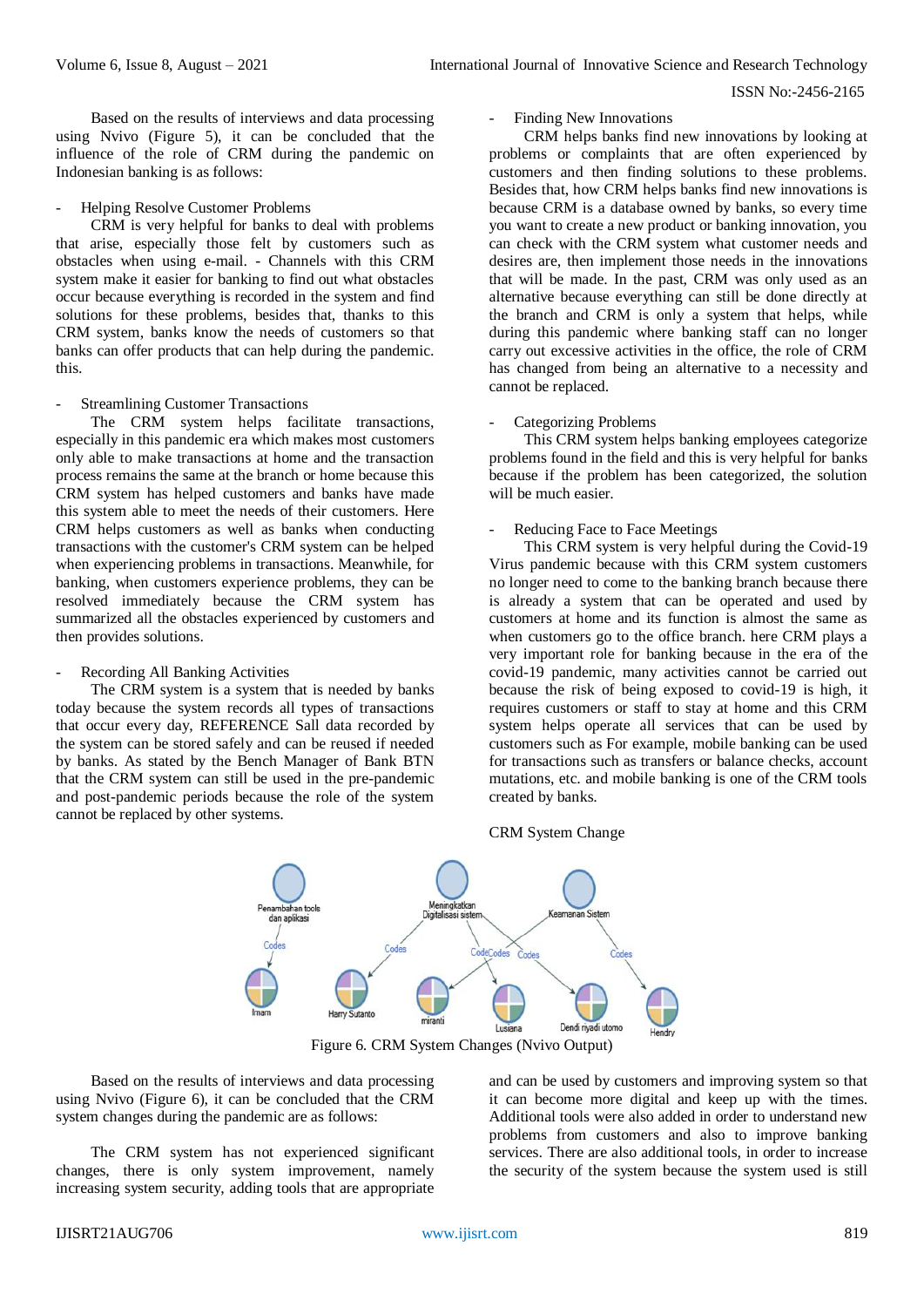Based on the results of interviews and data processing using Nvivo (Figure 5), it can be concluded that the influence of the role of CRM during the pandemic on Indonesian banking is as follows:

- Helping Resolve Customer Problems

CRM is very helpful for banks to deal with problems that arise, especially those felt by customers such as obstacles when using e-mail. - Channels with this CRM system make it easier for banking to find out what obstacles occur because everything is recorded in the system and find solutions for these problems, besides that, thanks to this CRM system, banks know the needs of customers so that banks can offer products that can help during the pandemic. this.

- Streamlining Customer Transactions

The CRM system helps facilitate transactions, especially in this pandemic era which makes most customers only able to make transactions at home and the transaction process remains the same at the branch or home because this CRM system has helped customers and banks have made this system able to meet the needs of their customers. Here CRM helps customers as well as banks when conducting transactions with the customer's CRM system can be helped when experiencing problems in transactions. Meanwhile, for banking, when customers experience problems, they can be resolved immediately because the CRM system has summarized all the obstacles experienced by customers and then provides solutions.

- Recording All Banking Activities

The CRM system is a system that is needed by banks today because the system records all types of transactions that occur every day, REFERENCE Sall data recorded by the system can be stored safely and can be reused if needed by banks. As stated by the Bench Manager of Bank BTN that the CRM system can still be used in the pre-pandemic and post-pandemic periods because the role of the system cannot be replaced by other systems.

- Finding New Innovations

CRM helps banks find new innovations by looking at problems or complaints that are often experienced by customers and then finding solutions to these problems. Besides that, how CRM helps banks find new innovations is because CRM is a database owned by banks, so every time you want to create a new product or banking innovation, you can check with the CRM system what customer needs and desires are, then implement those needs in the innovations that will be made. In the past, CRM was only used as an alternative because everything can still be done directly at the branch and CRM is only a system that helps, while during this pandemic where banking staff can no longer carry out excessive activities in the office, the role of CRM has changed from being an alternative to a necessity and cannot be replaced.

- Categorizing Problems

This CRM system helps banking employees categorize problems found in the field and this is very helpful for banks because if the problem has been categorized, the solution will be much easier.

- Reducing Face to Face Meetings

This CRM system is very helpful during the Covid-19 Virus pandemic because with this CRM system customers no longer need to come to the banking branch because there is already a system that can be operated and used by customers at home and its function is almost the same as when customers go to the office branch. here CRM plays a very important role for banking because in the era of the covid-19 pandemic, many activities cannot be carried out because the risk of being exposed to covid-19 is high, it requires customers or staff to stay at home and this CRM system helps operate all services that can be used by customers such as For example, mobile banking can be used for transactions such as transfers or balance checks, account mutations, etc. and mobile banking is one of the CRM tools created by banks.

CRM System Change

Figure 6. CRM System Changes (Nvivo Output)

Based on the results of interviews and data processing using Nvivo (Figure 6), it can be concluded that the CRM system changes during the pandemic are as follows:

The CRM system has not experienced significant changes, there is only system improvement, namely increasing system security, adding tools that are appropriate and can be used by customers and improving system so that it can become more digital and keep up with the times. Additional tools were also added in order to understand new problems from customers and also to improve banking services. There are also additional tools, in order to increase the security of the system because the system used is still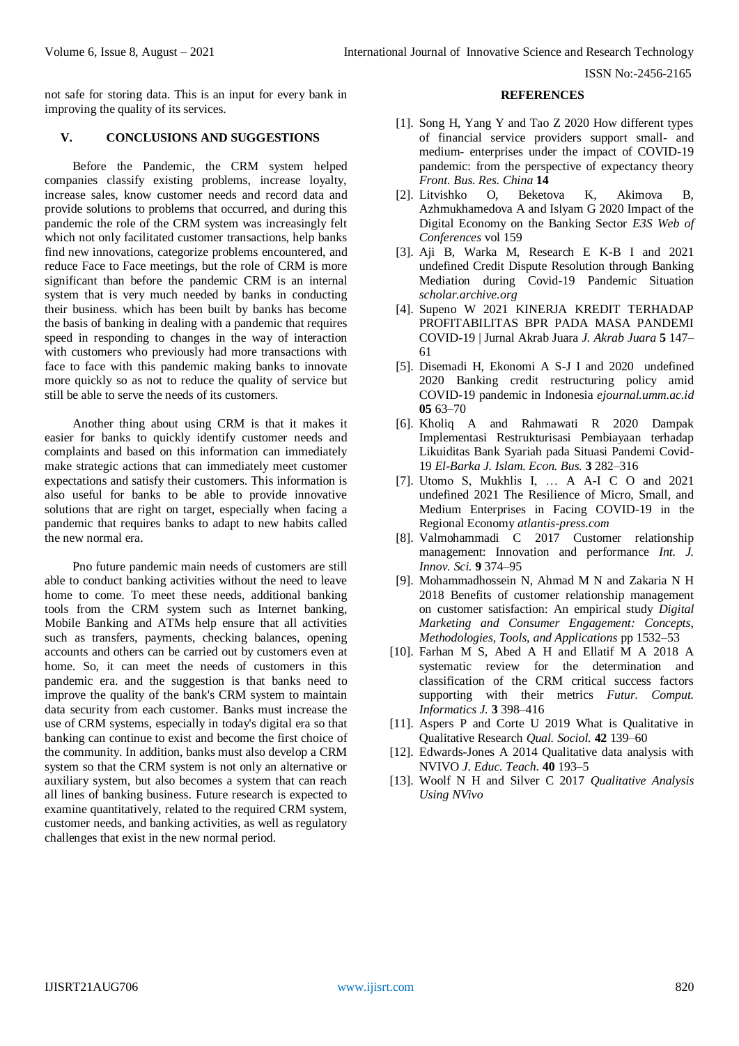not safe for storing data. This is an input for every bank in improving the quality of its services.

## V. CONCLUSIONS AND SUGGESTIONS

Before the Pandemic, the CRM system helped companies classify existing problems, increase loyalty, increase sales, know customer needs and record data and provide solutions to problems that occurred, and during this pandemic the role of the CRM system was increasingly felt which not only facilitated customer transactions, help banks find new innovations, categorize problems encountered, and reduce Face to Face meetings, but the role of CRM is more significant than before the pandemic CRM is an internal system that is very much needed by banks in conducting their business. which has been built by banks has become the basis of banking in dealing with a pandemic that requires speed in responding to changes in the way of interaction with customers who previously had more transactions with face to face with this pandemic making banks to innovate more quickly so as not to reduce the quality of service but still be able to serve the needs of its customers.

Another thing about using CRM is that it makes it easier for banks to quickly identify customer needs and complaints and based on this information can immediately make strategic actions that can immediately meet customer expectations and satisfy their customers. This information is also useful for banks to be able to provide innovative solutions that are right on target, especially when facing a pandemic that requires banks to adapt to new habits called the new normal era.

Pno future pandemic main needs of customers are still able to conduct banking activities without the need to leave home to come. To meet these needs, additional banking tools from the CRM system such as Internet banking, Mobile Banking and ATMs help ensure that all activities such as transfers, payments, checking balances, opening accounts and others can be carried out by customers even at home. So, it can meet the needs of customers in this pandemic era. and the suggestion is that banks need to improve the quality of the bank's CRM system to maintain data security from each customer. Banks must increase the use of CRM systems, especially in today's digital era so that banking can continue to exist and become the first choice of the community. In addition, banks must also develop a CRM system so that the CRM system is not only an alternative or auxiliary system, but also becomes a system that can reach all lines of banking business. Future research is expected to examine quantitatively, related to the required CRM system, customer needs, and banking activities, as well as regulatory challenges that exist in the new normal period.

## REFERENCES

[1]. Song H, Yang Y and Tao Z 2020 How different types of financial service providers support small- and medium- enterprises under the impact of COVID-19 pandemic: from the perspective of expectancy theory *Front. Bus. Res. China* **14**

[2]. Litvishko O, Beketova K, Akimova B, Azhmukhamedova A and Islyam G 2020 Impact of the Digital Economy on the Banking Sector *E3S Web of Conferences* vol 159

[3]. Aji B, Warka M, Research E K-B I and 2021 undefined Credit Dispute Resolution through Banking Mediation during Covid-19 Pandemic Situation *scholar.archive.org*

[4]. Supeno W 2021 KINERJA KREDIT TERHADAP PROFITABILITAS BPR PADA MASA PANDEMI COVID-19 | Jurnal Akrab Juara *J. Akrab Juara* **5** 147–61

[5]. Disemadi H, Ekonomi A S-J I and 2020 undefined 2020 Banking credit restructuring policy amid COVID-19 pandemic in Indonesia *ejournal.umm.ac.id* **05** 63–70

[6]. Kholiq A and Rahmawati R 2020 Dampak Implementasi Restrukturisasi Pembiayaan terhadap Likuiditas Bank Syariah pada Situasi Pandemi Covid-19 *El-Barka J. Islam. Econ. Bus.* **3** 282–316

[7]. Utomo S, Mukhlis I, … A A-I C O and 2021 undefined 2021 The Resilience of Micro, Small, and Medium Enterprises in Facing COVID-19 in the Regional Economy *atlantis-press.com*

[8]. Valmohammadi C 2017 Customer relationship management: Innovation and performance *Int. J. Innov. Sci.* **9** 374–95

[9]. Mohammadhossein N, Ahmad M N and Zakaria N H 2018 Benefits of customer relationship management on customer satisfaction: An empirical study *Digital Marketing and Consumer Engagement: Concepts, Methodologies, Tools, and Applications* pp 1532–53

[10]. Farhan M S, Abed A H and Ellatif M A 2018 A systematic review for the determination and classification of the CRM critical success factors supporting with their metrics *Futur. Comput. Informatics J.* **3** 398–416

[11]. Aspers P and Corte U 2019 What is Qualitative in Qualitative Research *Qual. Sociol.* **42** 139–60

[12]. Edwards-Jones A 2014 Qualitative data analysis with NVIVO *J. Educ. Teach.* **40** 193–5

[13]. Woolf N H and Silver C 2017 *Qualitative Analysis Using NVivo*